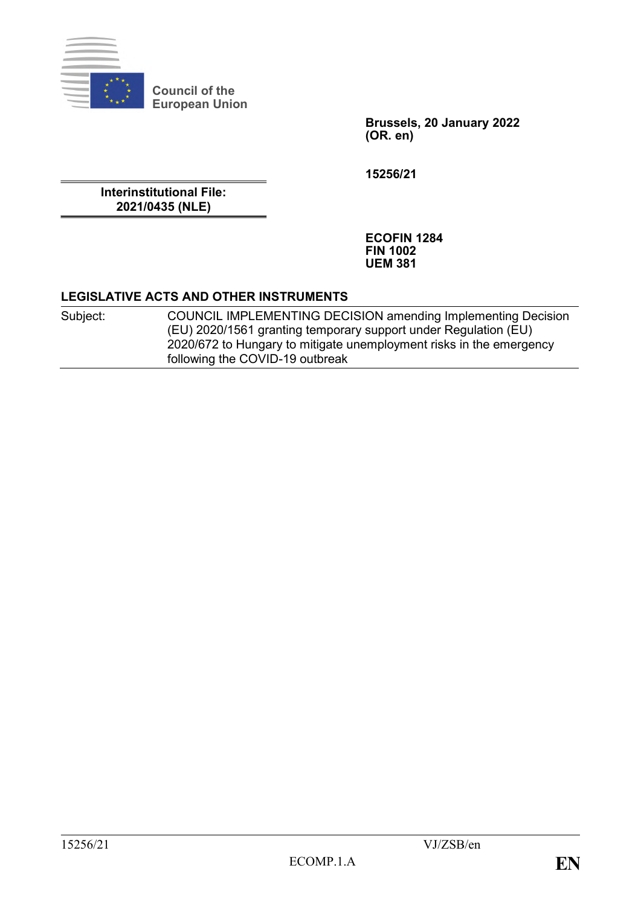Council of the European Union

**Brussels, 20 January 2022**
**(OR. en)**

**15256/21**

**Interinstitutional File:**
**2021/0435 (NLE)**

**ECOFIN 1284**
**FIN 1002**
**UEM 381**

## LEGISLATIVE ACTS AND OTHER INSTRUMENTS

| Subject: | COUNCIL IMPLEMENTING DECISION amending Implementing Decision (EU) 2020/1561 granting temporary support under Regulation (EU) 2020/672 to Hungary to mitigate unemployment risks in the emergency following the COVID-19 outbreak |
|---|---|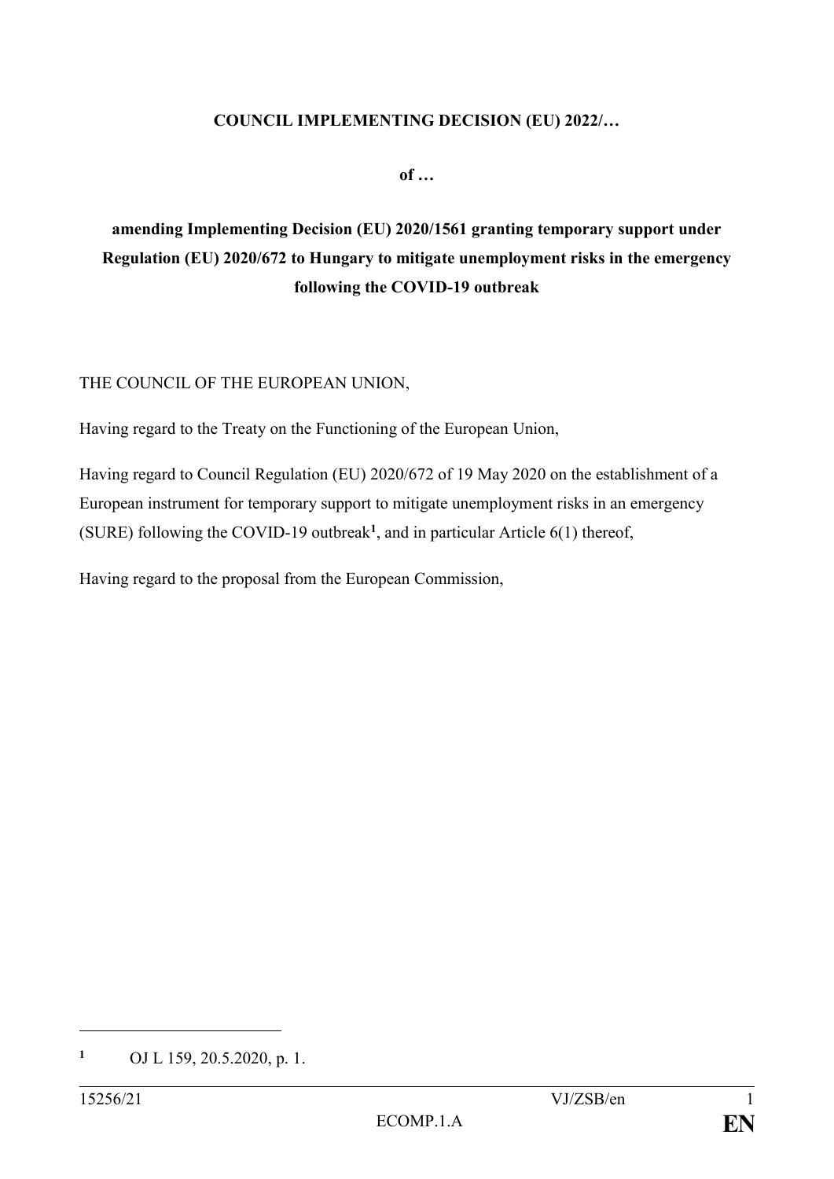**COUNCIL IMPLEMENTING DECISION (EU) 2022/…**

**of …**

**amending Implementing Decision (EU) 2020/1561 granting temporary support under Regulation (EU) 2020/672 to Hungary to mitigate unemployment risks in the emergency following the COVID-19 outbreak**

THE COUNCIL OF THE EUROPEAN UNION,

Having regard to the Treaty on the Functioning of the European Union,

Having regard to Council Regulation (EU) 2020/672 of 19 May 2020 on the establishment of a European instrument for temporary support to mitigate unemployment risks in an emergency (SURE) following the COVID-19 outbreak[1], and in particular Article 6(1) thereof,

Having regard to the proposal from the European Commission,

---

[1] OJ L 159, 20.5.2020, p. 1.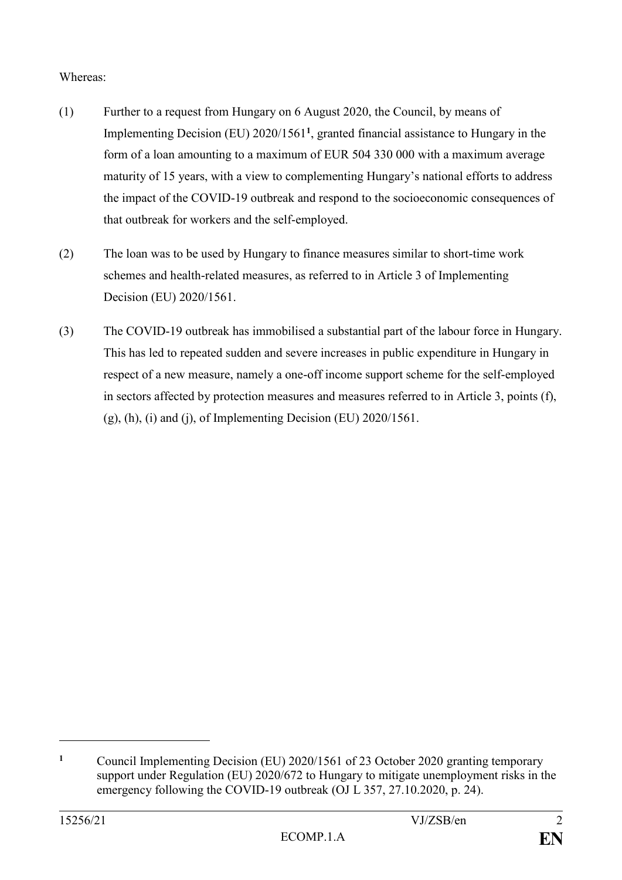Whereas:

(1) Further to a request from Hungary on 6 August 2020, the Council, by means of Implementing Decision (EU) 2020/1561[1], granted financial assistance to Hungary in the form of a loan amounting to a maximum of EUR 504 330 000 with a maximum average maturity of 15 years, with a view to complementing Hungary's national efforts to address the impact of the COVID-19 outbreak and respond to the socioeconomic consequences of that outbreak for workers and the self-employed.

(2) The loan was to be used by Hungary to finance measures similar to short-time work schemes and health-related measures, as referred to in Article 3 of Implementing Decision (EU) 2020/1561.

(3) The COVID-19 outbreak has immobilised a substantial part of the labour force in Hungary. This has led to repeated sudden and severe increases in public expenditure in Hungary in respect of a new measure, namely a one-off income support scheme for the self-employed in sectors affected by protection measures and measures referred to in Article 3, points (f), (g), (h), (i) and (j), of Implementing Decision (EU) 2020/1561.

---

[1] Council Implementing Decision (EU) 2020/1561 of 23 October 2020 granting temporary support under Regulation (EU) 2020/672 to Hungary to mitigate unemployment risks in the emergency following the COVID-19 outbreak (OJ L 357, 27.10.2020, p. 24).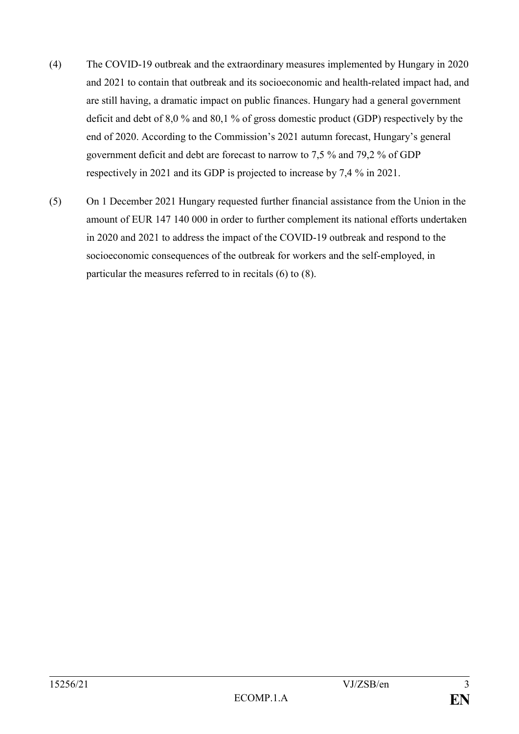(4) The COVID-19 outbreak and the extraordinary measures implemented by Hungary in 2020 and 2021 to contain that outbreak and its socioeconomic and health-related impact had, and are still having, a dramatic impact on public finances. Hungary had a general government deficit and debt of 8,0 % and 80,1 % of gross domestic product (GDP) respectively by the end of 2020. According to the Commission's 2021 autumn forecast, Hungary's general government deficit and debt are forecast to narrow to 7,5 % and 79,2 % of GDP respectively in 2021 and its GDP is projected to increase by 7,4 % in 2021.

(5) On 1 December 2021 Hungary requested further financial assistance from the Union in the amount of EUR 147 140 000 in order to further complement its national efforts undertaken in 2020 and 2021 to address the impact of the COVID-19 outbreak and respond to the socioeconomic consequences of the outbreak for workers and the self-employed, in particular the measures referred to in recitals (6) to (8).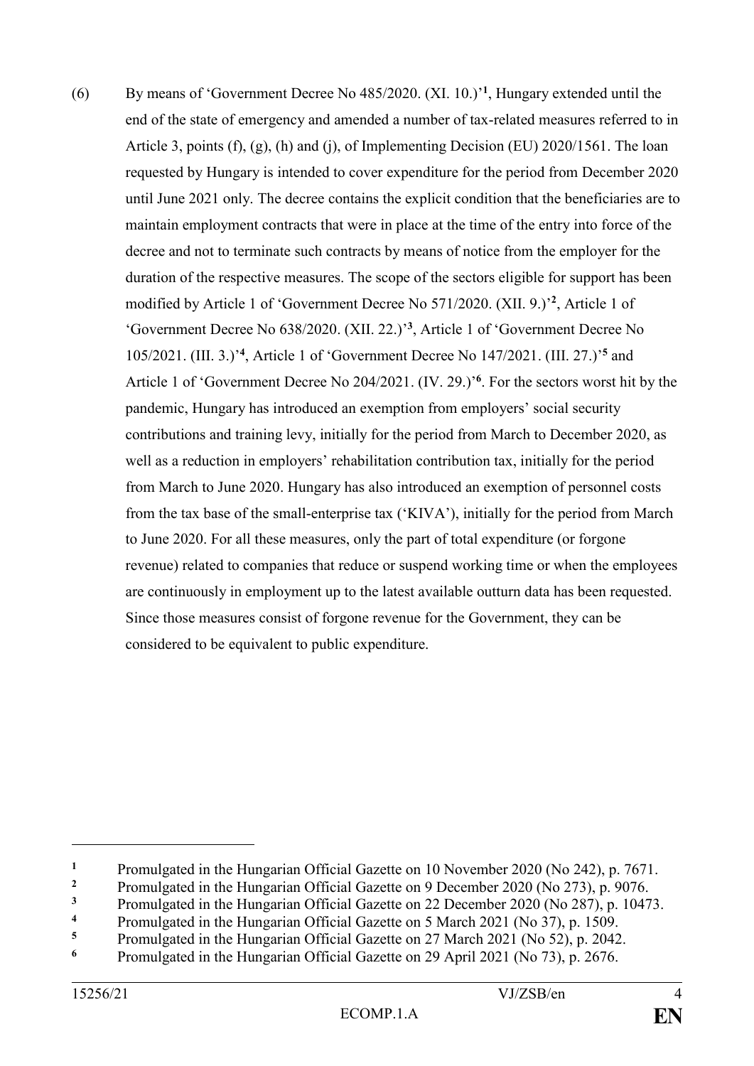(6) By means of 'Government Decree No 485/2020. (XI. 10.)'[1], Hungary extended until the end of the state of emergency and amended a number of tax-related measures referred to in Article 3, points (f), (g), (h) and (j), of Implementing Decision (EU) 2020/1561. The loan requested by Hungary is intended to cover expenditure for the period from December 2020 until June 2021 only. The decree contains the explicit condition that the beneficiaries are to maintain employment contracts that were in place at the time of the entry into force of the decree and not to terminate such contracts by means of notice from the employer for the duration of the respective measures. The scope of the sectors eligible for support has been modified by Article 1 of 'Government Decree No 571/2020. (XII. 9.)'[2], Article 1 of 'Government Decree No 638/2020. (XII. 22.)'[3], Article 1 of 'Government Decree No 105/2021. (III. 3.)'[4], Article 1 of 'Government Decree No 147/2021. (III. 27.)'[5] and Article 1 of 'Government Decree No 204/2021. (IV. 29.)'[6]. For the sectors worst hit by the pandemic, Hungary has introduced an exemption from employers' social security contributions and training levy, initially for the period from March to December 2020, as well as a reduction in employers' rehabilitation contribution tax, initially for the period from March to June 2020. Hungary has also introduced an exemption of personnel costs from the tax base of the small-enterprise tax ('KIVA'), initially for the period from March to June 2020. For all these measures, only the part of total expenditure (or forgone revenue) related to companies that reduce or suspend working time or when the employees are continuously in employment up to the latest available outturn data has been requested. Since those measures consist of forgone revenue for the Government, they can be considered to be equivalent to public expenditure.

---

[1] Promulgated in the Hungarian Official Gazette on 10 November 2020 (No 242), p. 7671.

[2] Promulgated in the Hungarian Official Gazette on 9 December 2020 (No 273), p. 9076.

[3] Promulgated in the Hungarian Official Gazette on 22 December 2020 (No 287), p. 10473.

[4] Promulgated in the Hungarian Official Gazette on 5 March 2021 (No 37), p. 1509.

[5] Promulgated in the Hungarian Official Gazette on 27 March 2021 (No 52), p. 2042.

[6] Promulgated in the Hungarian Official Gazette on 29 April 2021 (No 73), p. 2676.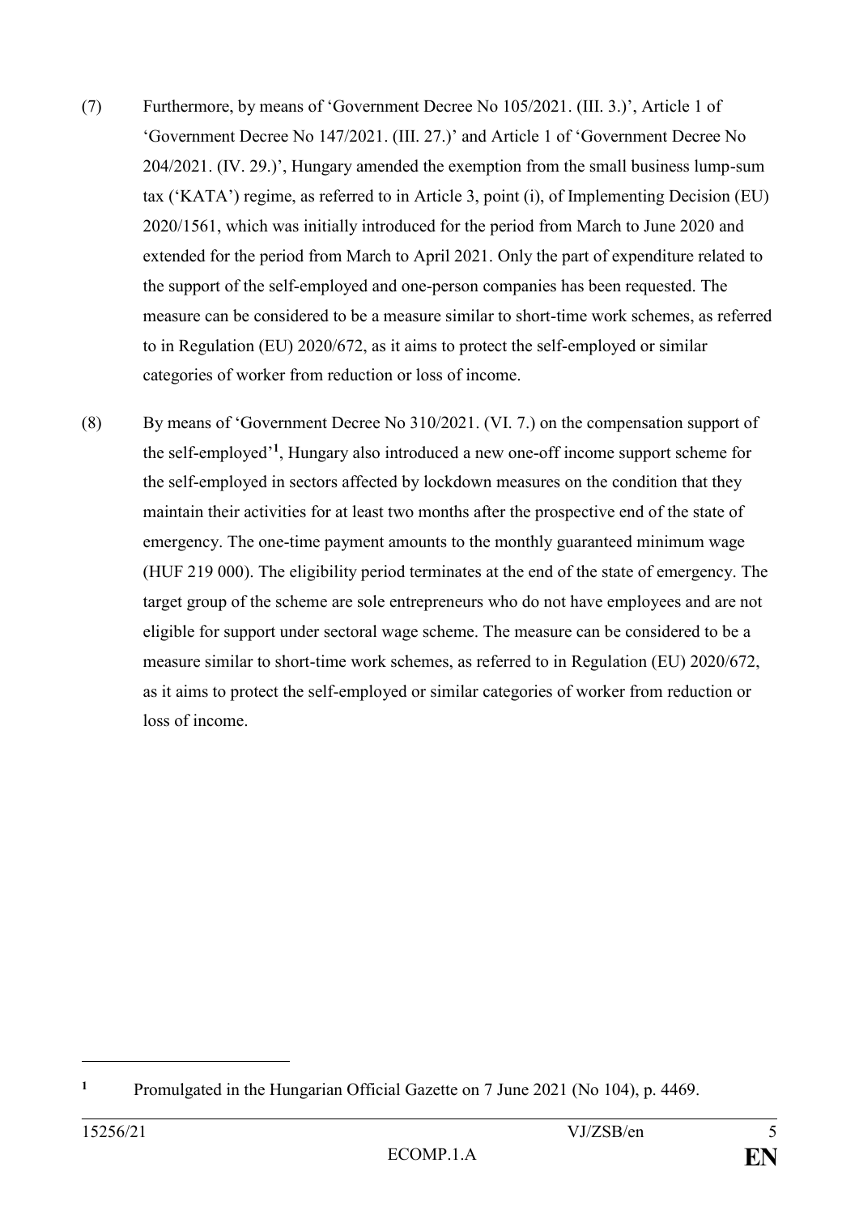(7) Furthermore, by means of 'Government Decree No 105/2021. (III. 3.)', Article 1 of 'Government Decree No 147/2021. (III. 27.)' and Article 1 of 'Government Decree No 204/2021. (IV. 29.)', Hungary amended the exemption from the small business lump-sum tax ('KATA') regime, as referred to in Article 3, point (i), of Implementing Decision (EU) 2020/1561, which was initially introduced for the period from March to June 2020 and extended for the period from March to April 2021. Only the part of expenditure related to the support of the self-employed and one-person companies has been requested. The measure can be considered to be a measure similar to short-time work schemes, as referred to in Regulation (EU) 2020/672, as it aims to protect the self-employed or similar categories of worker from reduction or loss of income.

(8) By means of 'Government Decree No 310/2021. (VI. 7.) on the compensation support of the self-employed'[1], Hungary also introduced a new one-off income support scheme for the self-employed in sectors affected by lockdown measures on the condition that they maintain their activities for at least two months after the prospective end of the state of emergency. The one-time payment amounts to the monthly guaranteed minimum wage (HUF 219 000). The eligibility period terminates at the end of the state of emergency. The target group of the scheme are sole entrepreneurs who do not have employees and are not eligible for support under sectoral wage scheme. The measure can be considered to be a measure similar to short-time work schemes, as referred to in Regulation (EU) 2020/672, as it aims to protect the self-employed or similar categories of worker from reduction or loss of income.

---

[1] Promulgated in the Hungarian Official Gazette on 7 June 2021 (No 104), p. 4469.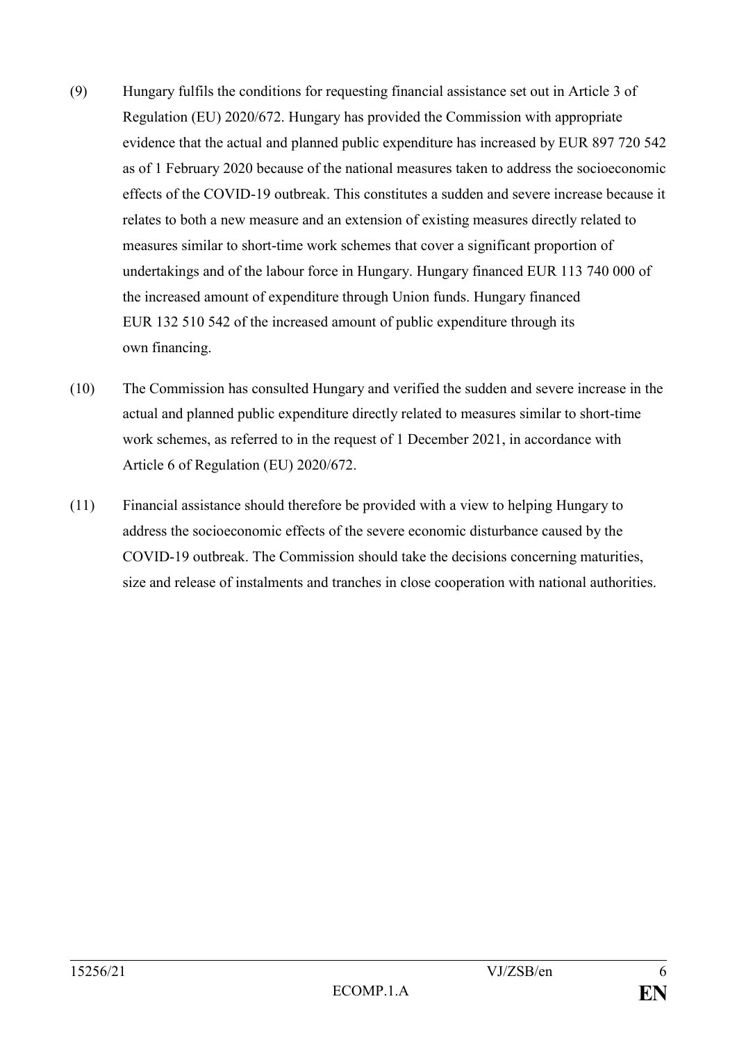(9) Hungary fulfils the conditions for requesting financial assistance set out in Article 3 of Regulation (EU) 2020/672. Hungary has provided the Commission with appropriate evidence that the actual and planned public expenditure has increased by EUR 897 720 542 as of 1 February 2020 because of the national measures taken to address the socioeconomic effects of the COVID-19 outbreak. This constitutes a sudden and severe increase because it relates to both a new measure and an extension of existing measures directly related to measures similar to short-time work schemes that cover a significant proportion of undertakings and of the labour force in Hungary. Hungary financed EUR 113 740 000 of the increased amount of expenditure through Union funds. Hungary financed EUR 132 510 542 of the increased amount of public expenditure through its own financing.

(10) The Commission has consulted Hungary and verified the sudden and severe increase in the actual and planned public expenditure directly related to measures similar to short-time work schemes, as referred to in the request of 1 December 2021, in accordance with Article 6 of Regulation (EU) 2020/672.

(11) Financial assistance should therefore be provided with a view to helping Hungary to address the socioeconomic effects of the severe economic disturbance caused by the COVID-19 outbreak. The Commission should take the decisions concerning maturities, size and release of instalments and tranches in close cooperation with national authorities.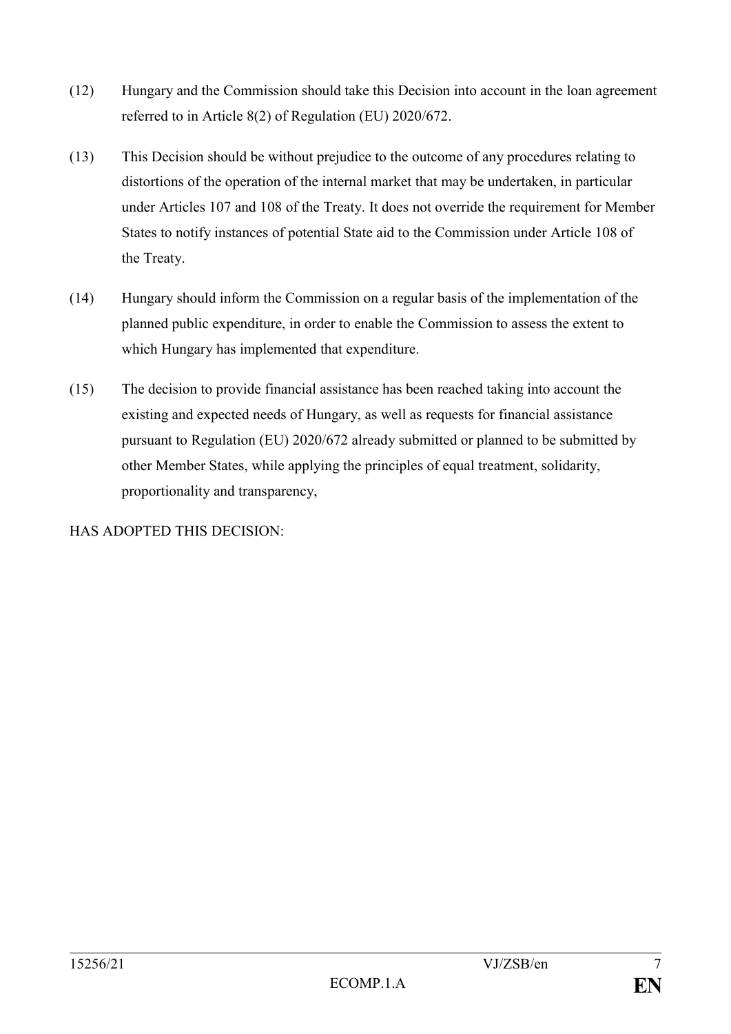(12) Hungary and the Commission should take this Decision into account in the loan agreement referred to in Article 8(2) of Regulation (EU) 2020/672.

(13) This Decision should be without prejudice to the outcome of any procedures relating to distortions of the operation of the internal market that may be undertaken, in particular under Articles 107 and 108 of the Treaty. It does not override the requirement for Member States to notify instances of potential State aid to the Commission under Article 108 of the Treaty.

(14) Hungary should inform the Commission on a regular basis of the implementation of the planned public expenditure, in order to enable the Commission to assess the extent to which Hungary has implemented that expenditure.

(15) The decision to provide financial assistance has been reached taking into account the existing and expected needs of Hungary, as well as requests for financial assistance pursuant to Regulation (EU) 2020/672 already submitted or planned to be submitted by other Member States, while applying the principles of equal treatment, solidarity, proportionality and transparency,

HAS ADOPTED THIS DECISION: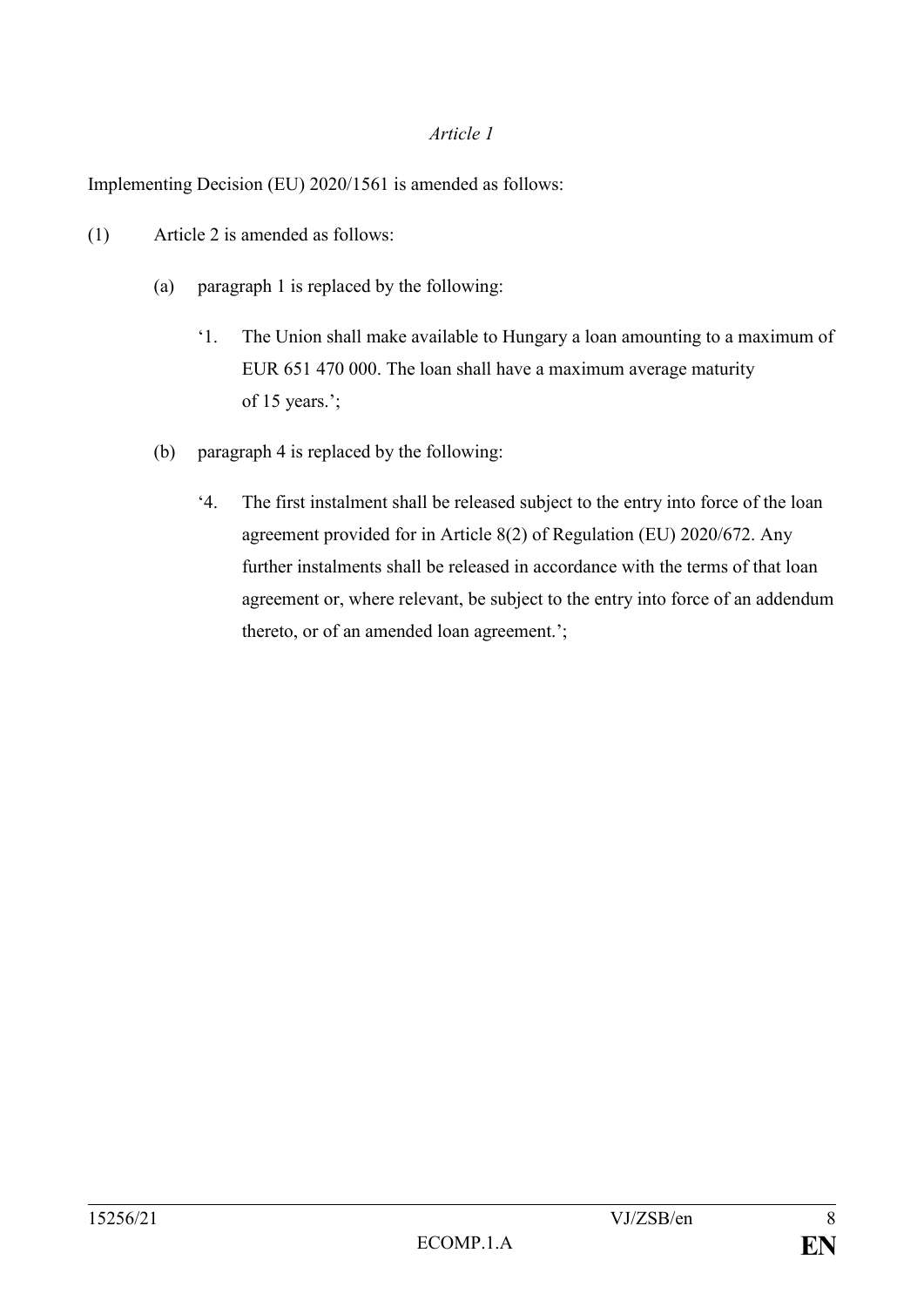*Article 1*

Implementing Decision (EU) 2020/1561 is amended as follows:

(1) Article 2 is amended as follows:

(a) paragraph 1 is replaced by the following:

‘1. The Union shall make available to Hungary a loan amounting to a maximum of EUR 651 470 000. The loan shall have a maximum average maturity of 15 years.’;

(b) paragraph 4 is replaced by the following:

‘4. The first instalment shall be released subject to the entry into force of the loan agreement provided for in Article 8(2) of Regulation (EU) 2020/672. Any further instalments shall be released in accordance with the terms of that loan agreement or, where relevant, be subject to the entry into force of an addendum thereto, or of an amended loan agreement.’;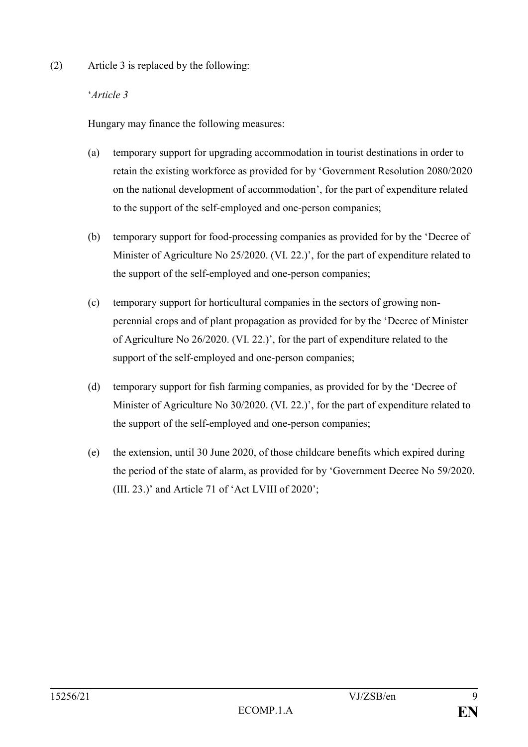(2) Article 3 is replaced by the following:

'*Article 3*

Hungary may finance the following measures:

(a) temporary support for upgrading accommodation in tourist destinations in order to retain the existing workforce as provided for by 'Government Resolution 2080/2020 on the national development of accommodation', for the part of expenditure related to the support of the self-employed and one-person companies;

(b) temporary support for food-processing companies as provided for by the 'Decree of Minister of Agriculture No 25/2020. (VI. 22.)', for the part of expenditure related to the support of the self-employed and one-person companies;

(c) temporary support for horticultural companies in the sectors of growing non-perennial crops and of plant propagation as provided for by the 'Decree of Minister of Agriculture No 26/2020. (VI. 22.)', for the part of expenditure related to the support of the self-employed and one-person companies;

(d) temporary support for fish farming companies, as provided for by the 'Decree of Minister of Agriculture No 30/2020. (VI. 22.)', for the part of expenditure related to the support of the self-employed and one-person companies;

(e) the extension, until 30 June 2020, of those childcare benefits which expired during the period of the state of alarm, as provided for by 'Government Decree No 59/2020. (III. 23.)' and Article 71 of 'Act LVIII of 2020';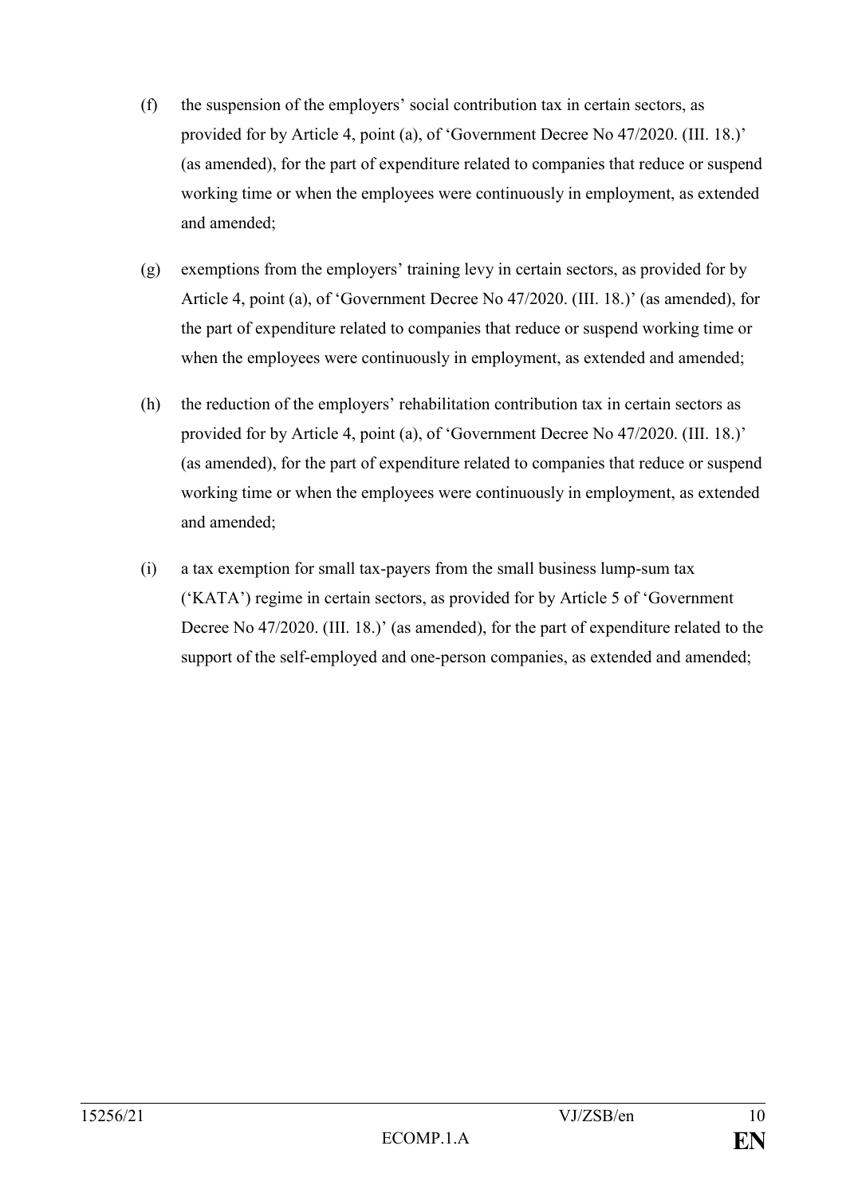(f) the suspension of the employers' social contribution tax in certain sectors, as provided for by Article 4, point (a), of 'Government Decree No 47/2020. (III. 18.)' (as amended), for the part of expenditure related to companies that reduce or suspend working time or when the employees were continuously in employment, as extended and amended;

(g) exemptions from the employers' training levy in certain sectors, as provided for by Article 4, point (a), of 'Government Decree No 47/2020. (III. 18.)' (as amended), for the part of expenditure related to companies that reduce or suspend working time or when the employees were continuously in employment, as extended and amended;

(h) the reduction of the employers' rehabilitation contribution tax in certain sectors as provided for by Article 4, point (a), of 'Government Decree No 47/2020. (III. 18.)' (as amended), for the part of expenditure related to companies that reduce or suspend working time or when the employees were continuously in employment, as extended and amended;

(i) a tax exemption for small tax-payers from the small business lump-sum tax ('KATA') regime in certain sectors, as provided for by Article 5 of 'Government Decree No 47/2020. (III. 18.)' (as amended), for the part of expenditure related to the support of the self-employed and one-person companies, as extended and amended;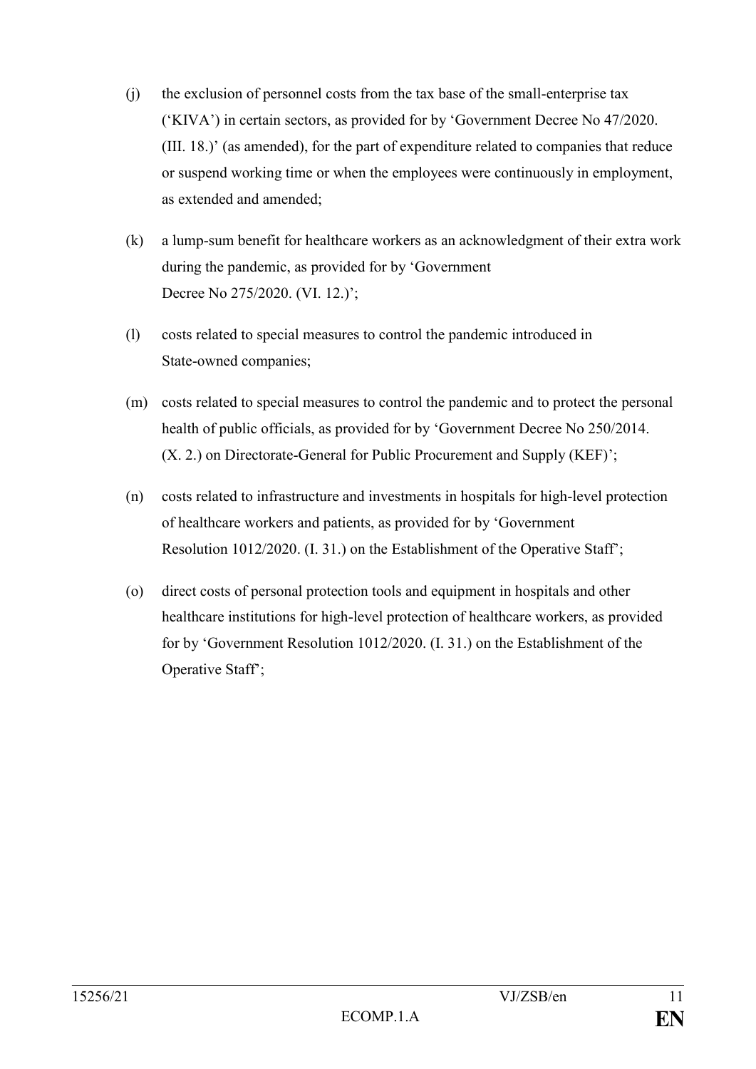(j) the exclusion of personnel costs from the tax base of the small-enterprise tax ('KIVA') in certain sectors, as provided for by 'Government Decree No 47/2020. (III. 18.)' (as amended), for the part of expenditure related to companies that reduce or suspend working time or when the employees were continuously in employment, as extended and amended;

(k) a lump-sum benefit for healthcare workers as an acknowledgment of their extra work during the pandemic, as provided for by 'Government Decree No 275/2020. (VI. 12.)';

(l) costs related to special measures to control the pandemic introduced in State-owned companies;

(m) costs related to special measures to control the pandemic and to protect the personal health of public officials, as provided for by 'Government Decree No 250/2014. (X. 2.) on Directorate-General for Public Procurement and Supply (KEF)';

(n) costs related to infrastructure and investments in hospitals for high-level protection of healthcare workers and patients, as provided for by 'Government Resolution 1012/2020. (I. 31.) on the Establishment of the Operative Staff';

(o) direct costs of personal protection tools and equipment in hospitals and other healthcare institutions for high-level protection of healthcare workers, as provided for by 'Government Resolution 1012/2020. (I. 31.) on the Establishment of the Operative Staff';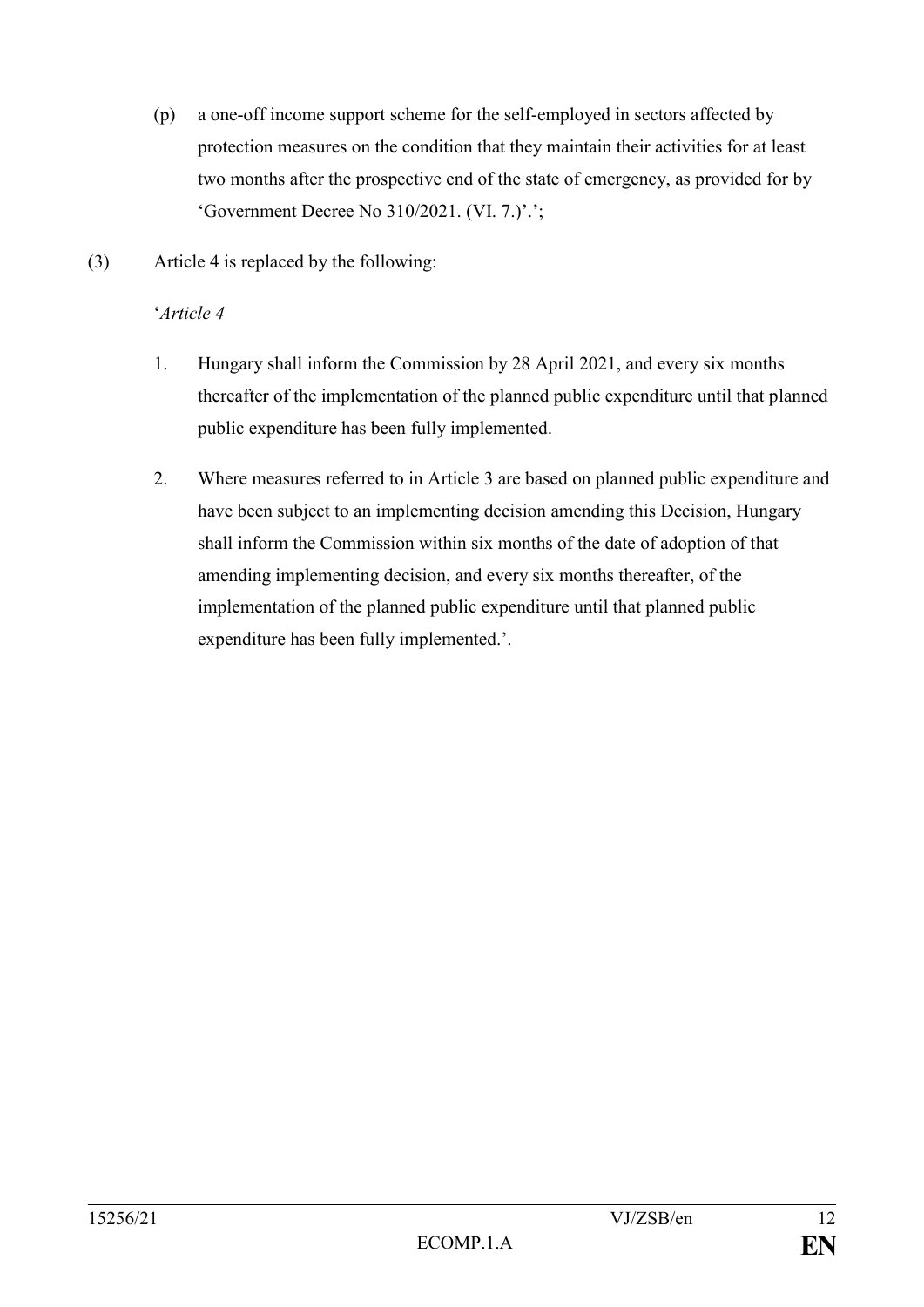(p) a one-off income support scheme for the self-employed in sectors affected by protection measures on the condition that they maintain their activities for at least two months after the prospective end of the state of emergency, as provided for by 'Government Decree No 310/2021. (VI. 7.)'.';

(3) Article 4 is replaced by the following:

'*Article 4*

1. Hungary shall inform the Commission by 28 April 2021, and every six months thereafter of the implementation of the planned public expenditure until that planned public expenditure has been fully implemented.

2. Where measures referred to in Article 3 are based on planned public expenditure and have been subject to an implementing decision amending this Decision, Hungary shall inform the Commission within six months of the date of adoption of that amending implementing decision, and every six months thereafter, of the implementation of the planned public expenditure until that planned public expenditure has been fully implemented.'.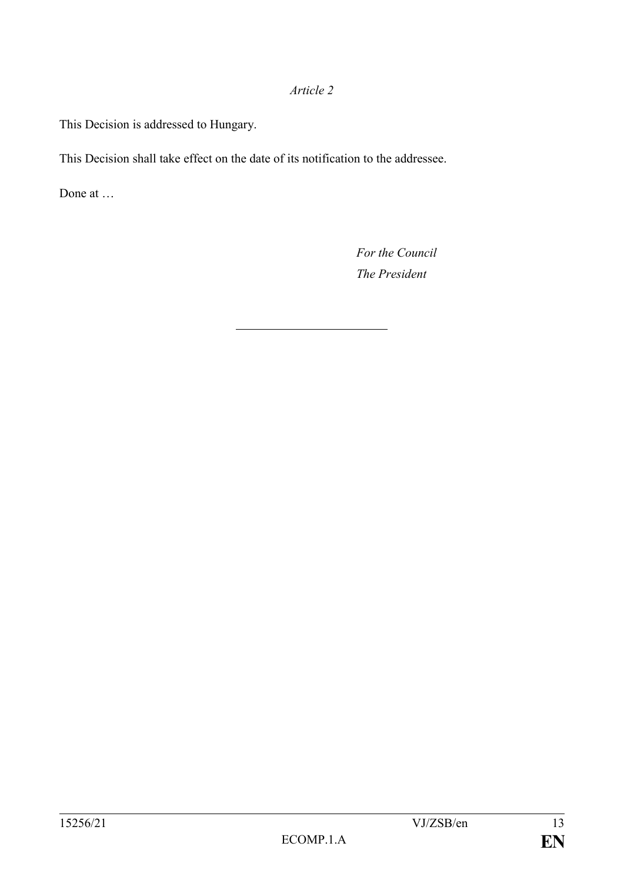*Article 2*

This Decision is addressed to Hungary.

This Decision shall take effect on the date of its notification to the addressee.

Done at …

*For the Council*
*The President*